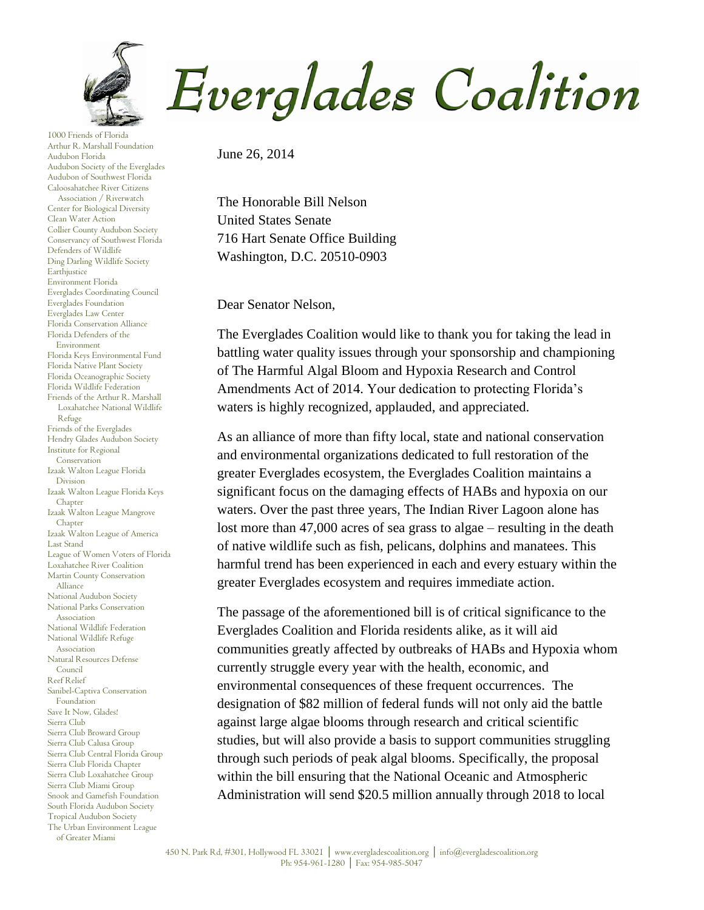# Everglades Coalition

1000 Friends of Florida
Arthur R. Marshall Foundation
Audubon Florida
Audubon Society of the Everglades
Audubon of Southwest Florida
Caloosahatchee River Citizens Association / Riverwatch
Center for Biological Diversity
Clean Water Action
Collier County Audubon Society
Conservancy of Southwest Florida
Defenders of Wildlife
Ding Darling Wildlife Society
Earthjustice
Environment Florida
Everglades Coordinating Council
Everglades Foundation
Everglades Law Center
Florida Conservation Alliance
Florida Defenders of the Environment
Florida Keys Environmental Fund
Florida Native Plant Society
Florida Oceanographic Society
Florida Wildlife Federation
Friends of the Arthur R. Marshall Loxahatchee National Wildlife Refuge
Friends of the Everglades
Hendry Glades Audubon Society
Institute for Regional Conservation
Izaak Walton League Florida Division
Izaak Walton League Florida Keys Chapter
Izaak Walton League Mangrove Chapter
Izaak Walton League of America
Last Stand
League of Women Voters of Florida
Loxahatchee River Coalition
Martin County Conservation Alliance
National Audubon Society
National Parks Conservation Association
National Wildlife Federation
National Wildlife Refuge Association
Natural Resources Defense Council
Reef Relief
Sanibel-Captiva Conservation Foundation
Save It Now, Glades!
Sierra Club
Sierra Club Broward Group
Sierra Club Calusa Group
Sierra Club Central Florida Group
Sierra Club Florida Chapter
Sierra Club Loxahatchee Group
Sierra Club Miami Group
Snook and Gamefish Foundation
South Florida Audubon Society
Tropical Audubon Society
The Urban Environment League of Greater Miami

June 26, 2014

The Honorable Bill Nelson
United States Senate
716 Hart Senate Office Building
Washington, D.C. 20510-0903

Dear Senator Nelson,

The Everglades Coalition would like to thank you for taking the lead in battling water quality issues through your sponsorship and championing of The Harmful Algal Bloom and Hypoxia Research and Control Amendments Act of 2014. Your dedication to protecting Florida's waters is highly recognized, applauded, and appreciated.

As an alliance of more than fifty local, state and national conservation and environmental organizations dedicated to full restoration of the greater Everglades ecosystem, the Everglades Coalition maintains a significant focus on the damaging effects of HABs and hypoxia on our waters. Over the past three years, The Indian River Lagoon alone has lost more than 47,000 acres of sea grass to algae – resulting in the death of native wildlife such as fish, pelicans, dolphins and manatees. This harmful trend has been experienced in each and every estuary within the greater Everglades ecosystem and requires immediate action.

The passage of the aforementioned bill is of critical significance to the Everglades Coalition and Florida residents alike, as it will aid communities greatly affected by outbreaks of HABs and Hypoxia whom currently struggle every year with the health, economic, and environmental consequences of these frequent occurrences. The designation of $82 million of federal funds will not only aid the battle against large algae blooms through research and critical scientific studies, but will also provide a basis to support communities struggling through such periods of peak algal blooms. Specifically, the proposal within the bill ensuring that the National Oceanic and Atmospheric Administration will send $20.5 million annually through 2018 to local

450 N. Park Rd, #301, Hollywood FL 33021 | www.evergladescoalition.org | info@evergladescoalition.org
Ph: 954-961-1280 | Fax: 954-985-5047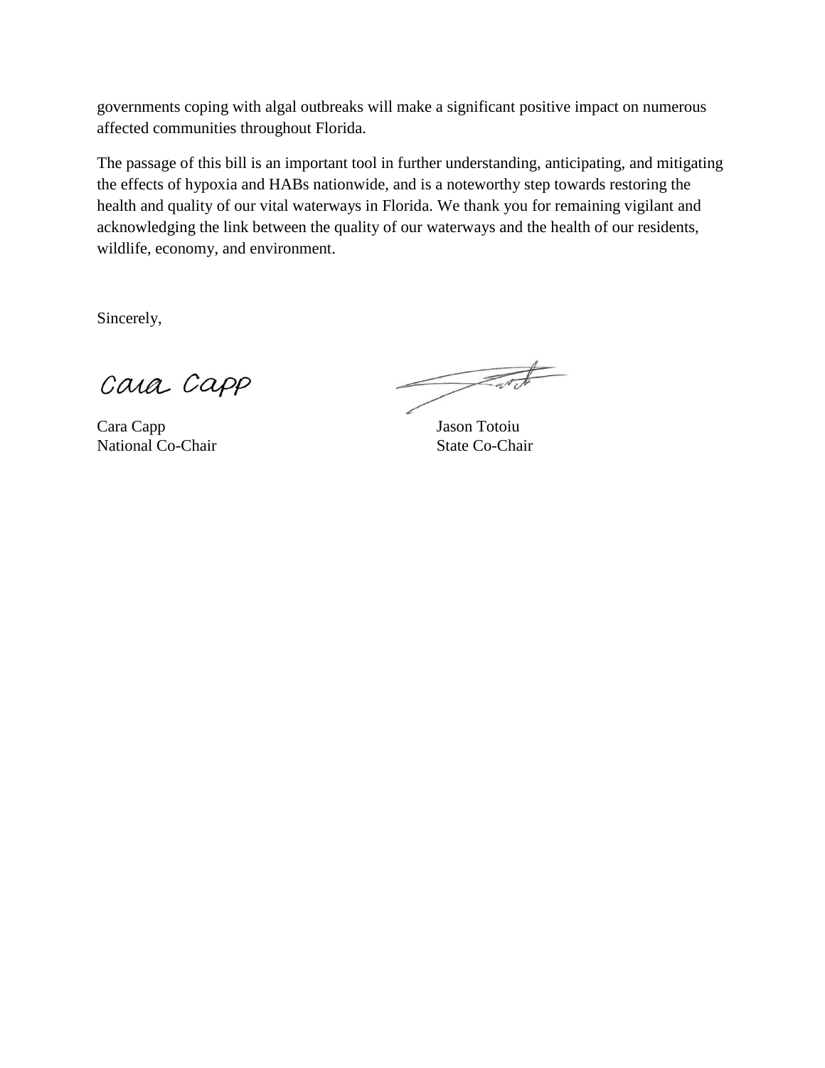governments coping with algal outbreaks will make a significant positive impact on numerous affected communities throughout Florida.

The passage of this bill is an important tool in further understanding, anticipating, and mitigating the effects of hypoxia and HABs nationwide, and is a noteworthy step towards restoring the health and quality of our vital waterways in Florida. We thank you for remaining vigilant and acknowledging the link between the quality of our waterways and the health of our residents, wildlife, economy, and environment.

Sincerely,

Cara Capp
National Co-Chair

Jason Totoiu
State Co-Chair